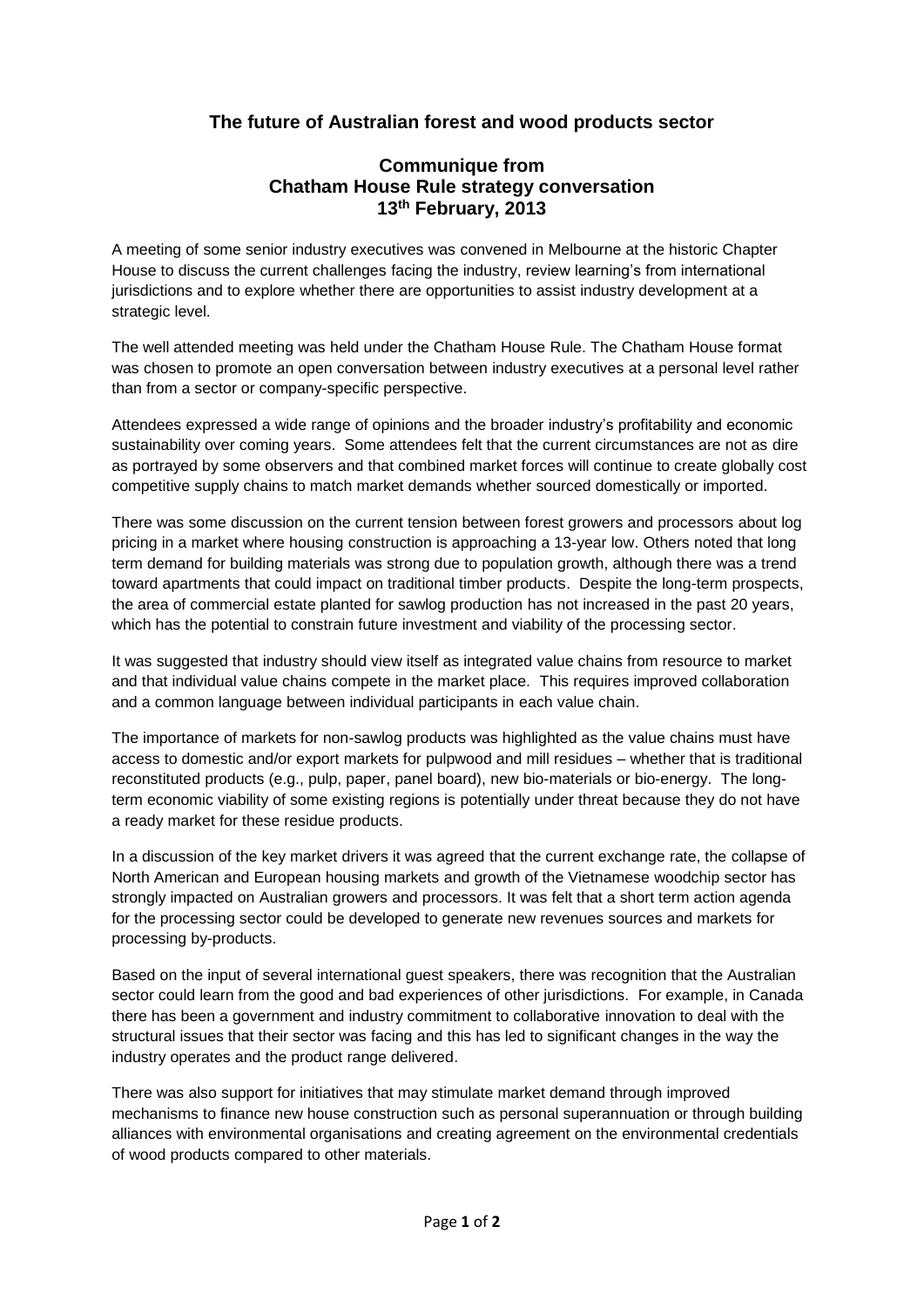# The future of Australian forest and wood products sector

## Communique from Chatham House Rule strategy conversation 13th February, 2013

A meeting of some senior industry executives was convened in Melbourne at the historic Chapter House to discuss the current challenges facing the industry, review learning's from international jurisdictions and to explore whether there are opportunities to assist industry development at a strategic level.

The well attended meeting was held under the Chatham House Rule. The Chatham House format was chosen to promote an open conversation between industry executives at a personal level rather than from a sector or company-specific perspective.

Attendees expressed a wide range of opinions and the broader industry's profitability and economic sustainability over coming years. Some attendees felt that the current circumstances are not as dire as portrayed by some observers and that combined market forces will continue to create globally cost competitive supply chains to match market demands whether sourced domestically or imported.

There was some discussion on the current tension between forest growers and processors about log pricing in a market where housing construction is approaching a 13-year low. Others noted that long term demand for building materials was strong due to population growth, although there was a trend toward apartments that could impact on traditional timber products. Despite the long-term prospects, the area of commercial estate planted for sawlog production has not increased in the past 20 years, which has the potential to constrain future investment and viability of the processing sector.

It was suggested that industry should view itself as integrated value chains from resource to market and that individual value chains compete in the market place. This requires improved collaboration and a common language between individual participants in each value chain.

The importance of markets for non-sawlog products was highlighted as the value chains must have access to domestic and/or export markets for pulpwood and mill residues – whether that is traditional reconstituted products (e.g., pulp, paper, panel board), new bio-materials or bio-energy. The long-term economic viability of some existing regions is potentially under threat because they do not have a ready market for these residue products.

In a discussion of the key market drivers it was agreed that the current exchange rate, the collapse of North American and European housing markets and growth of the Vietnamese woodchip sector has strongly impacted on Australian growers and processors. It was felt that a short term action agenda for the processing sector could be developed to generate new revenues sources and markets for processing by-products.

Based on the input of several international guest speakers, there was recognition that the Australian sector could learn from the good and bad experiences of other jurisdictions. For example, in Canada there has been a government and industry commitment to collaborative innovation to deal with the structural issues that their sector was facing and this has led to significant changes in the way the industry operates and the product range delivered.

There was also support for initiatives that may stimulate market demand through improved mechanisms to finance new house construction such as personal superannuation or through building alliances with environmental organisations and creating agreement on the environmental credentials of wood products compared to other materials.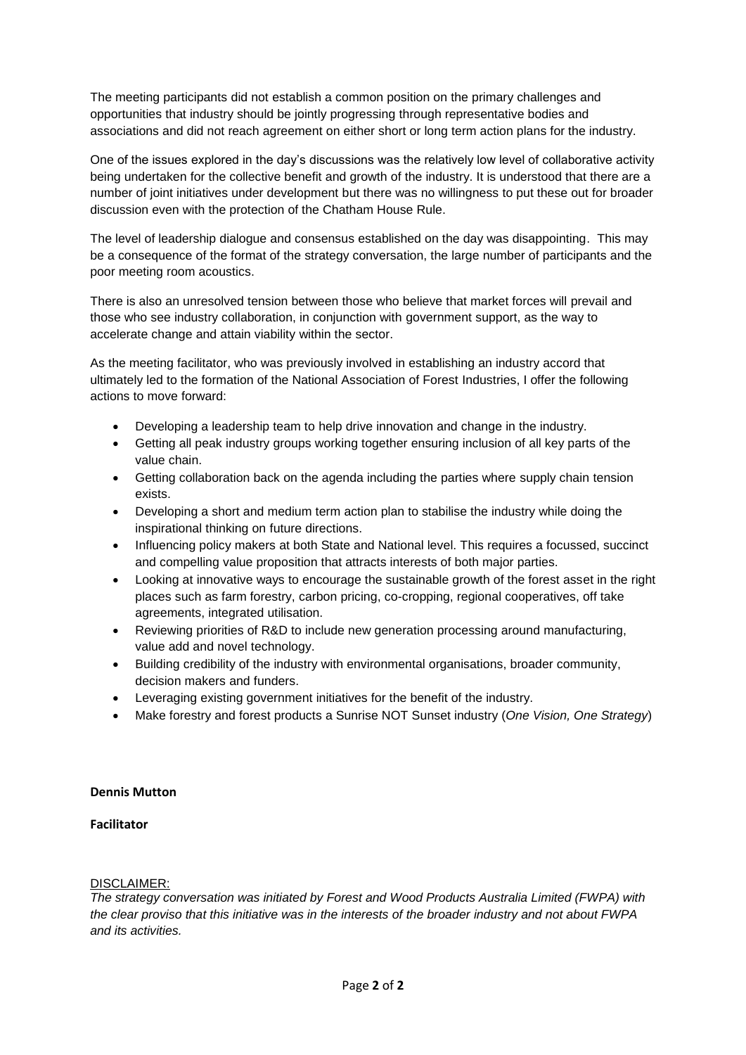The meeting participants did not establish a common position on the primary challenges and opportunities that industry should be jointly progressing through representative bodies and associations and did not reach agreement on either short or long term action plans for the industry.

One of the issues explored in the day's discussions was the relatively low level of collaborative activity being undertaken for the collective benefit and growth of the industry. It is understood that there are a number of joint initiatives under development but there was no willingness to put these out for broader discussion even with the protection of the Chatham House Rule.

The level of leadership dialogue and consensus established on the day was disappointing. This may be a consequence of the format of the strategy conversation, the large number of participants and the poor meeting room acoustics.

There is also an unresolved tension between those who believe that market forces will prevail and those who see industry collaboration, in conjunction with government support, as the way to accelerate change and attain viability within the sector.

As the meeting facilitator, who was previously involved in establishing an industry accord that ultimately led to the formation of the National Association of Forest Industries, I offer the following actions to move forward:

- Developing a leadership team to help drive innovation and change in the industry.
- Getting all peak industry groups working together ensuring inclusion of all key parts of the value chain.
- Getting collaboration back on the agenda including the parties where supply chain tension exists.
- Developing a short and medium term action plan to stabilise the industry while doing the inspirational thinking on future directions.
- Influencing policy makers at both State and National level. This requires a focussed, succinct and compelling value proposition that attracts interests of both major parties.
- Looking at innovative ways to encourage the sustainable growth of the forest asset in the right places such as farm forestry, carbon pricing, co-cropping, regional cooperatives, off take agreements, integrated utilisation.
- Reviewing priorities of R&D to include new generation processing around manufacturing, value add and novel technology.
- Building credibility of the industry with environmental organisations, broader community, decision makers and funders.
- Leveraging existing government initiatives for the benefit of the industry.
- Make forestry and forest products a Sunrise NOT Sunset industry (*One Vision, One Strategy*)

**Dennis Mutton**

**Facilitator**

DISCLAIMER:

*The strategy conversation was initiated by Forest and Wood Products Australia Limited (FWPA) with the clear proviso that this initiative was in the interests of the broader industry and not about FWPA and its activities.*